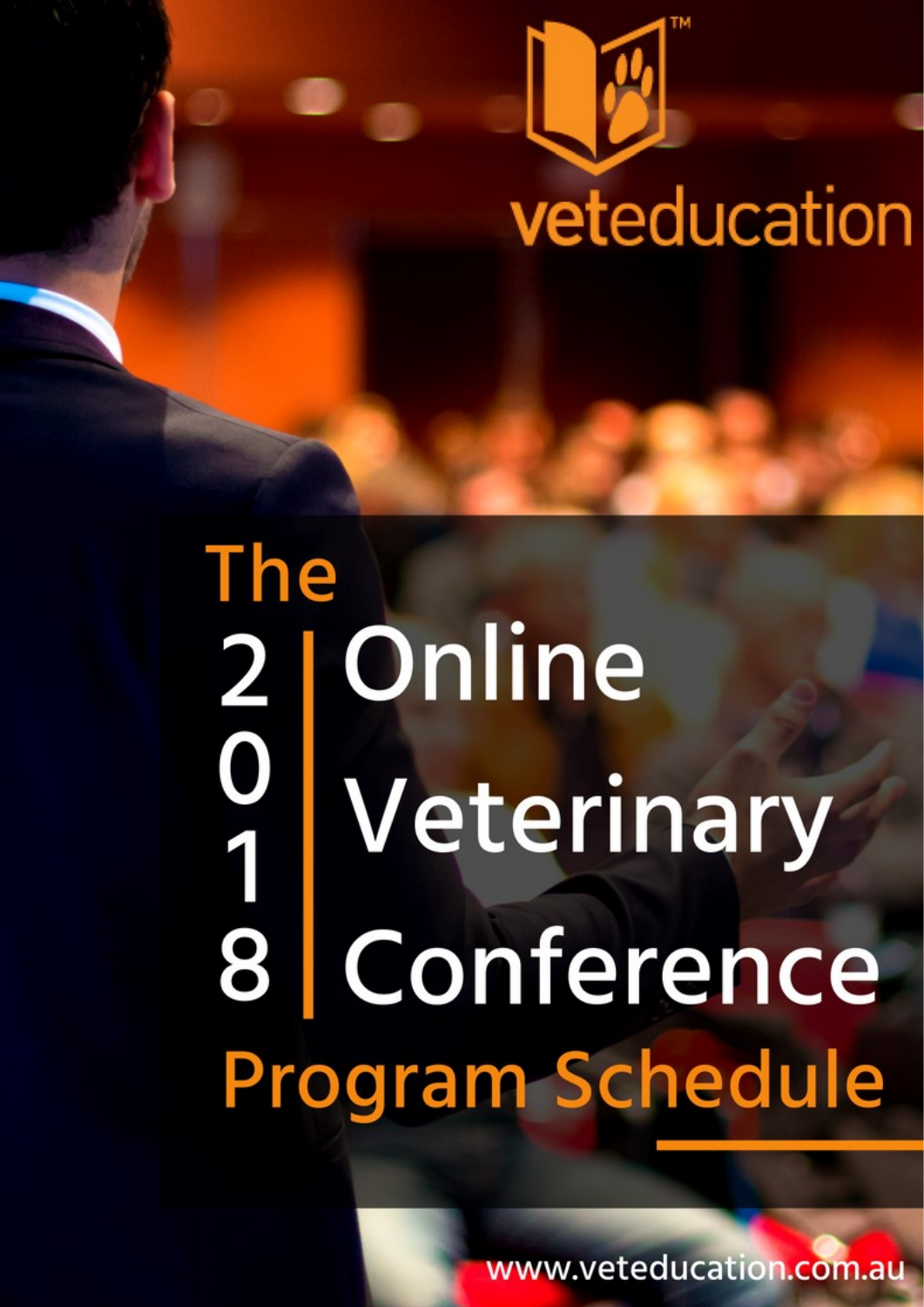veteducation™

# The 2018 Online Veterinary Conference Program Schedule

www.veteducation.com.au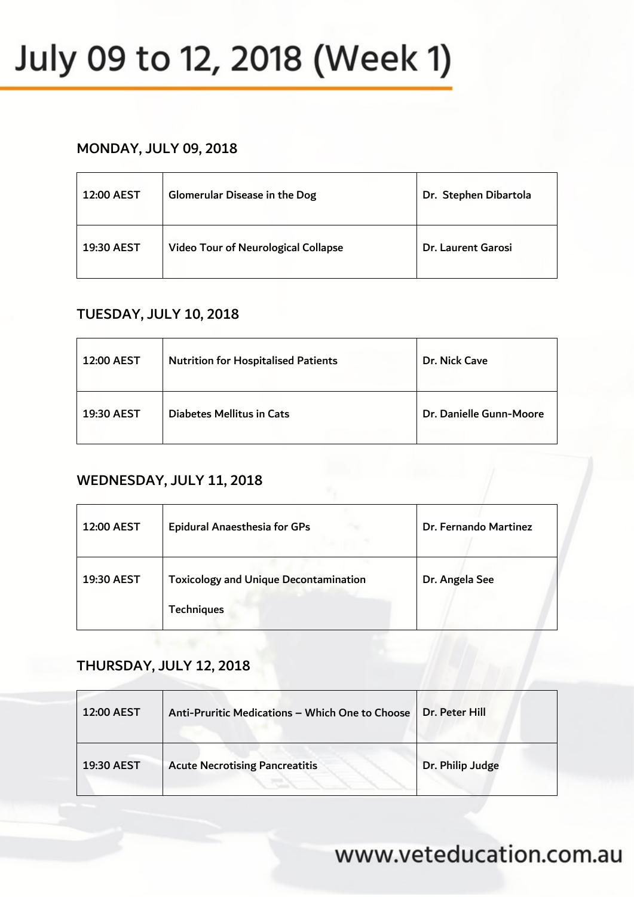# July 09 to 12, 2018 (Week 1)

### MONDAY, JULY 09, 2018

| | | |
|---|---|---|
| 12:00 AEST | Glomerular Disease in the Dog | Dr. Stephen Dibartola |
| 19:30 AEST | Video Tour of Neurological Collapse | Dr. Laurent Garosi |

### TUESDAY, JULY 10, 2018

| | | |
|---|---|---|
| 12:00 AEST | Nutrition for Hospitalised Patients | Dr. Nick Cave |
| 19:30 AEST | Diabetes Mellitus in Cats | Dr. Danielle Gunn-Moore |

### WEDNESDAY, JULY 11, 2018

| | | |
|---|---|---|
| 12:00 AEST | Epidural Anaesthesia for GPs | Dr. Fernando Martinez |
| 19:30 AEST | Toxicology and Unique Decontamination Techniques | Dr. Angela See |

### THURSDAY, JULY 12, 2018

| | | |
|---|---|---|
| 12:00 AEST | Anti-Pruritic Medications – Which One to Choose | Dr. Peter Hill |
| 19:30 AEST | Acute Necrotising Pancreatitis | Dr. Philip Judge |

www.veteducation.com.au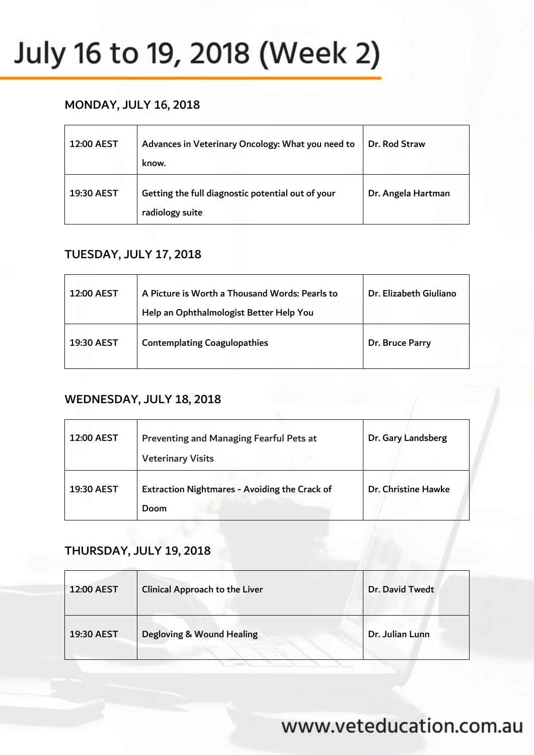# July 16 to 19, 2018 (Week 2)

### MONDAY, JULY 16, 2018

| | | |
|---|---|---|
| 12:00 AEST | Advances in Veterinary Oncology: What you need to know. | Dr. Rod Straw |
| 19:30 AEST | Getting the full diagnostic potential out of your radiology suite | Dr. Angela Hartman |

### TUESDAY, JULY 17, 2018

| | | |
|---|---|---|
| 12:00 AEST | A Picture is Worth a Thousand Words: Pearls to Help an Ophthalmologist Better Help You | Dr. Elizabeth Giuliano |
| 19:30 AEST | Contemplating Coagulopathies | Dr. Bruce Parry |

### WEDNESDAY, JULY 18, 2018

| | | |
|---|---|---|
| 12:00 AEST | Preventing and Managing Fearful Pets at Veterinary Visits | Dr. Gary Landsberg |
| 19:30 AEST | Extraction Nightmares - Avoiding the Crack of Doom | Dr. Christine Hawke |

### THURSDAY, JULY 19, 2018

| | | |
|---|---|---|
| 12:00 AEST | Clinical Approach to the Liver | Dr. David Twedt |
| 19:30 AEST | Degloving & Wound Healing | Dr. Julian Lunn |

www.veteducation.com.au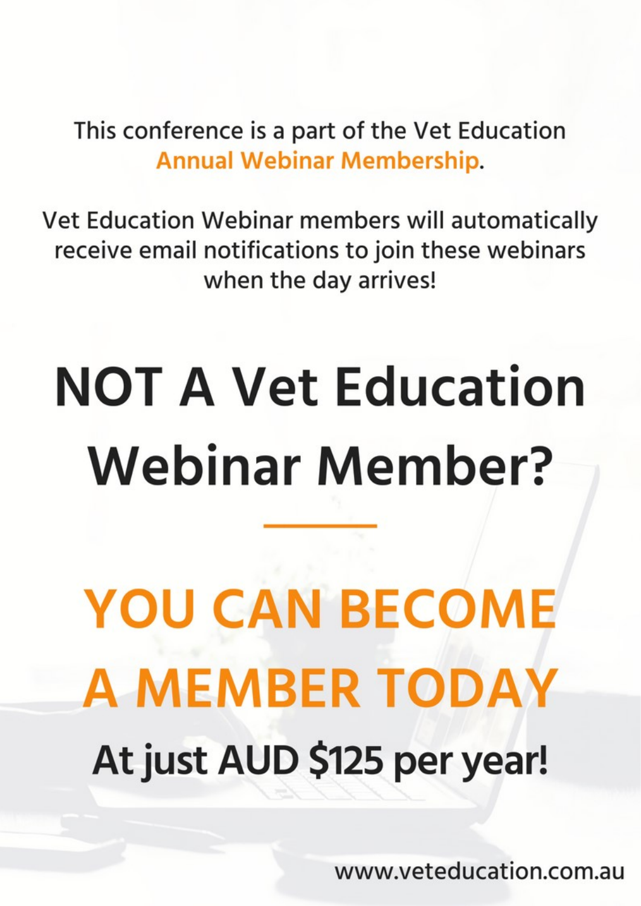This conference is a part of the Vet Education **Annual Webinar Membership**.

Vet Education Webinar members will automatically receive email notifications to join these webinars when the day arrives!

# NOT A Vet Education Webinar Member?

---

# YOU CAN BECOME A MEMBER TODAY

## At just AUD $125 per year!

www.veteducation.com.au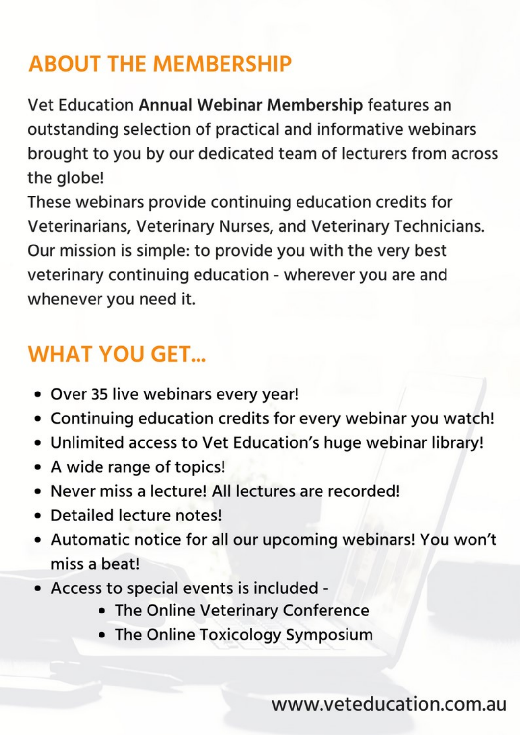## ABOUT THE MEMBERSHIP

Vet Education **Annual Webinar Membership** features an outstanding selection of practical and informative webinars brought to you by our dedicated team of lecturers from across the globe!

These webinars provide continuing education credits for Veterinarians, Veterinary Nurses, and Veterinary Technicians.

Our mission is simple: to provide you with the very best veterinary continuing education - wherever you are and whenever you need it.

## WHAT YOU GET...

- Over 35 live webinars every year!
- Continuing education credits for every webinar you watch!
- Unlimited access to Vet Education's huge webinar library!
- A wide range of topics!
- Never miss a lecture! All lectures are recorded!
- Detailed lecture notes!
- Automatic notice for all our upcoming webinars! You won't miss a beat!
- Access to special events is included -
  - The Online Veterinary Conference
  - The Online Toxicology Symposium

www.veteducation.com.au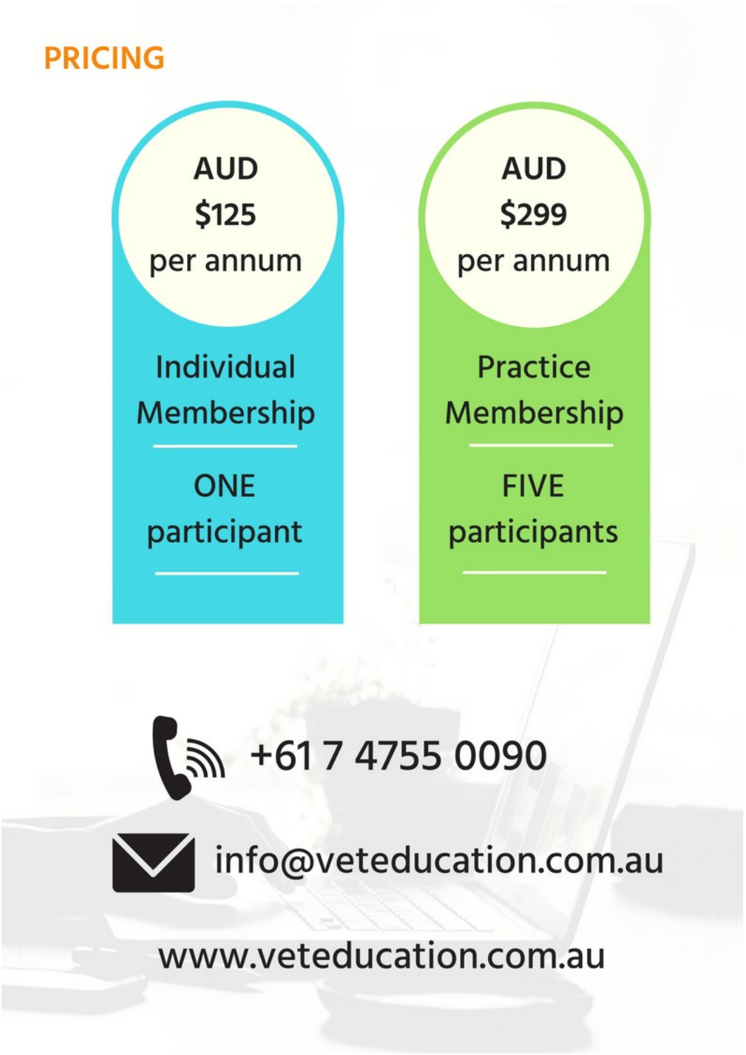## PRICING

**AUD**
**$125**
per annum

Individual Membership

ONE participant

**AUD**
**$299**
per annum

Practice Membership

FIVE participants

+61 7 4755 0090

info@veteducation.com.au

www.veteducation.com.au